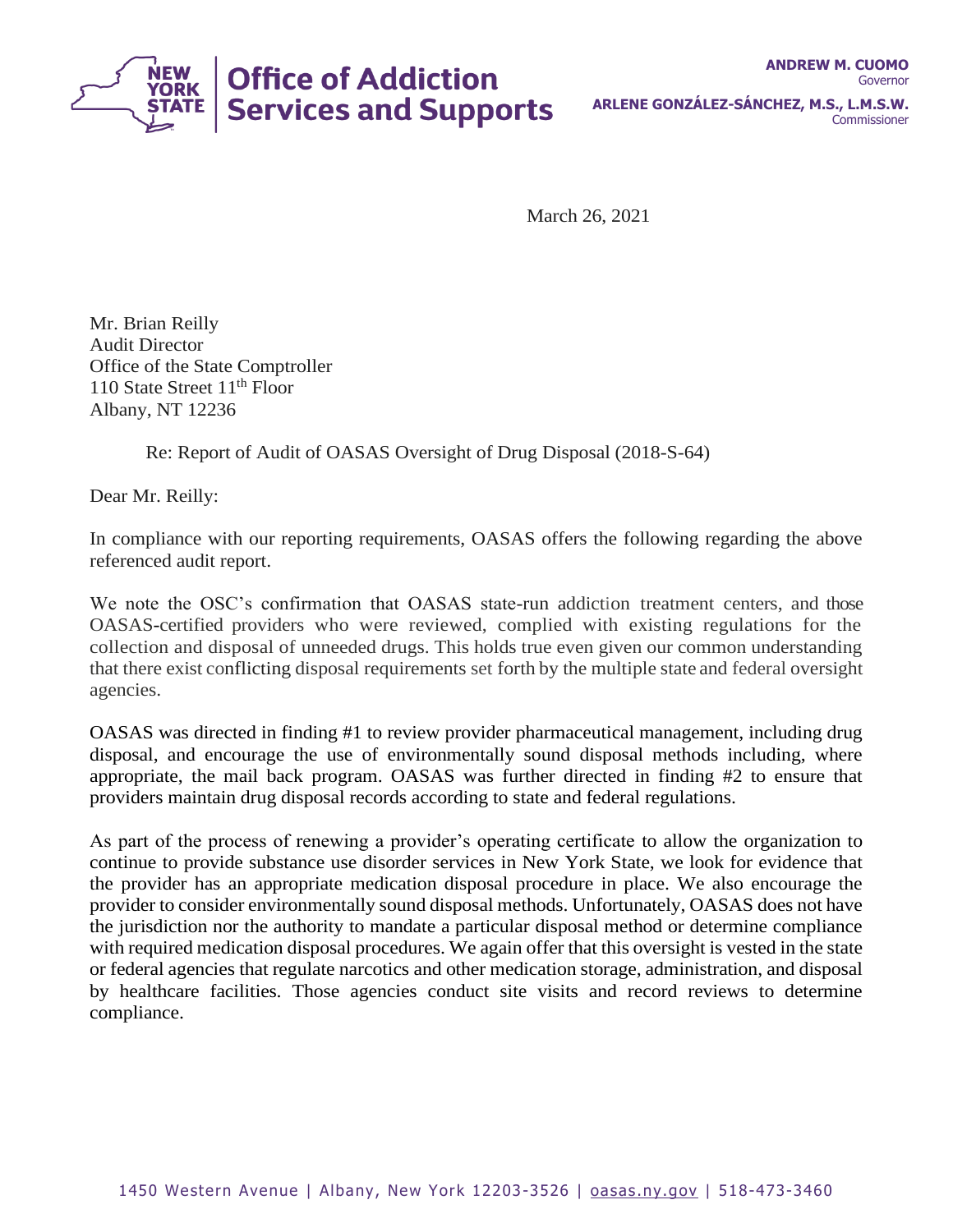**Office of Addiction Services and Supports**

**ANDREW M. CUOMO**
Governor

**ARLENE GONZÁLEZ-SÁNCHEZ, M.S., L.M.S.W.**
Commissioner

March 26, 2021

Mr. Brian Reilly
Audit Director
Office of the State Comptroller
110 State Street 11th Floor
Albany, NT 12236

Re: Report of Audit of OASAS Oversight of Drug Disposal (2018-S-64)

Dear Mr. Reilly:

In compliance with our reporting requirements, OASAS offers the following regarding the above referenced audit report.

We note the OSC's confirmation that OASAS state-run addiction treatment centers, and those OASAS-certified providers who were reviewed, complied with existing regulations for the collection and disposal of unneeded drugs. This holds true even given our common understanding that there exist conflicting disposal requirements set forth by the multiple state and federal oversight agencies.

OASAS was directed in finding #1 to review provider pharmaceutical management, including drug disposal, and encourage the use of environmentally sound disposal methods including, where appropriate, the mail back program. OASAS was further directed in finding #2 to ensure that providers maintain drug disposal records according to state and federal regulations.

As part of the process of renewing a provider's operating certificate to allow the organization to continue to provide substance use disorder services in New York State, we look for evidence that the provider has an appropriate medication disposal procedure in place. We also encourage the provider to consider environmentally sound disposal methods. Unfortunately, OASAS does not have the jurisdiction nor the authority to mandate a particular disposal method or determine compliance with required medication disposal procedures. We again offer that this oversight is vested in the state or federal agencies that regulate narcotics and other medication storage, administration, and disposal by healthcare facilities. Those agencies conduct site visits and record reviews to determine compliance.

1450 Western Avenue | Albany, New York 12203-3526 | oasas.ny.gov | 518-473-3460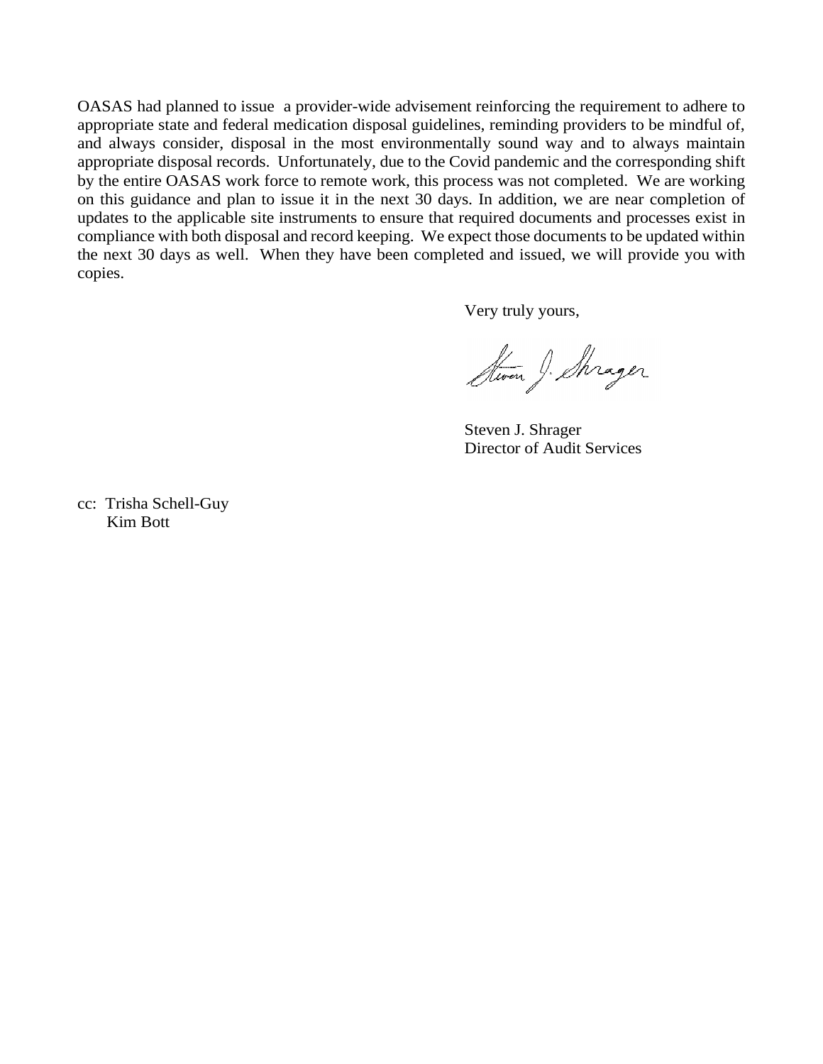OASAS had planned to issue a provider-wide advisement reinforcing the requirement to adhere to appropriate state and federal medication disposal guidelines, reminding providers to be mindful of, and always consider, disposal in the most environmentally sound way and to always maintain appropriate disposal records. Unfortunately, due to the Covid pandemic and the corresponding shift by the entire OASAS work force to remote work, this process was not completed. We are working on this guidance and plan to issue it in the next 30 days. In addition, we are near completion of updates to the applicable site instruments to ensure that required documents and processes exist in compliance with both disposal and record keeping. We expect those documents to be updated within the next 30 days as well. When they have been completed and issued, we will provide you with copies.

Very truly yours,

Steven J. Shrager

Steven J. Shrager  
Director of Audit Services

cc: Trisha Schell-Guy  
Kim Bott